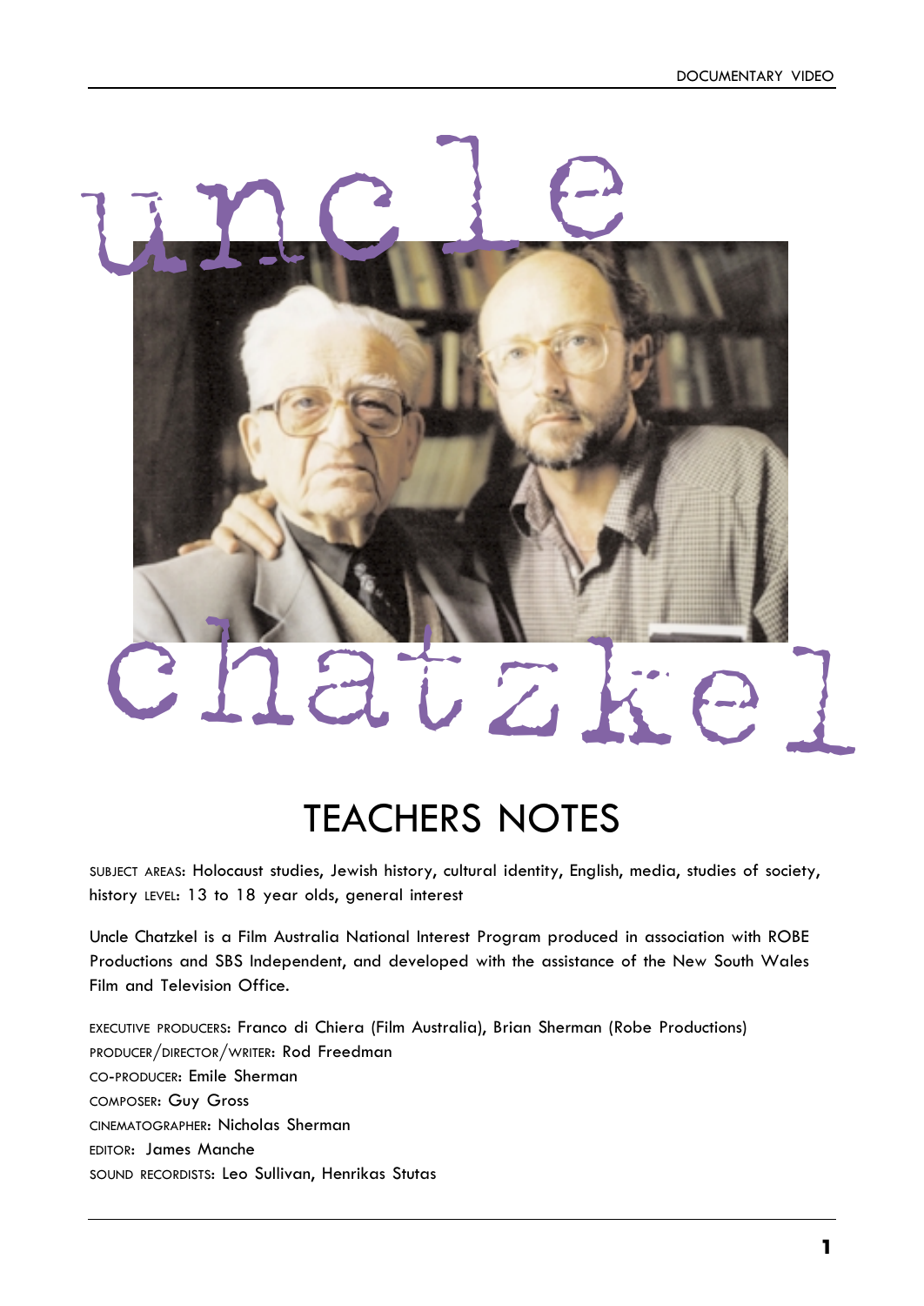# uncle chatzkel

## TEACHERS NOTES

SUBJECT AREAS: Holocaust studies, Jewish history, cultural identity, English, media, studies of society, history LEVEL: 13 to 18 year olds, general interest

Uncle Chatzkel is a Film Australia National Interest Program produced in association with ROBE Productions and SBS Independent, and developed with the assistance of the New South Wales Film and Television Office.

EXECUTIVE PRODUCERS: Franco di Chiera (Film Australia), Brian Sherman (Robe Productions)
PRODUCER/DIRECTOR/WRITER: Rod Freedman
CO-PRODUCER: Emile Sherman
COMPOSER: Guy Gross
CINEMATOGRAPHER: Nicholas Sherman
EDITOR: James Manche
SOUND RECORDISTS: Leo Sullivan, Henrikas Stutas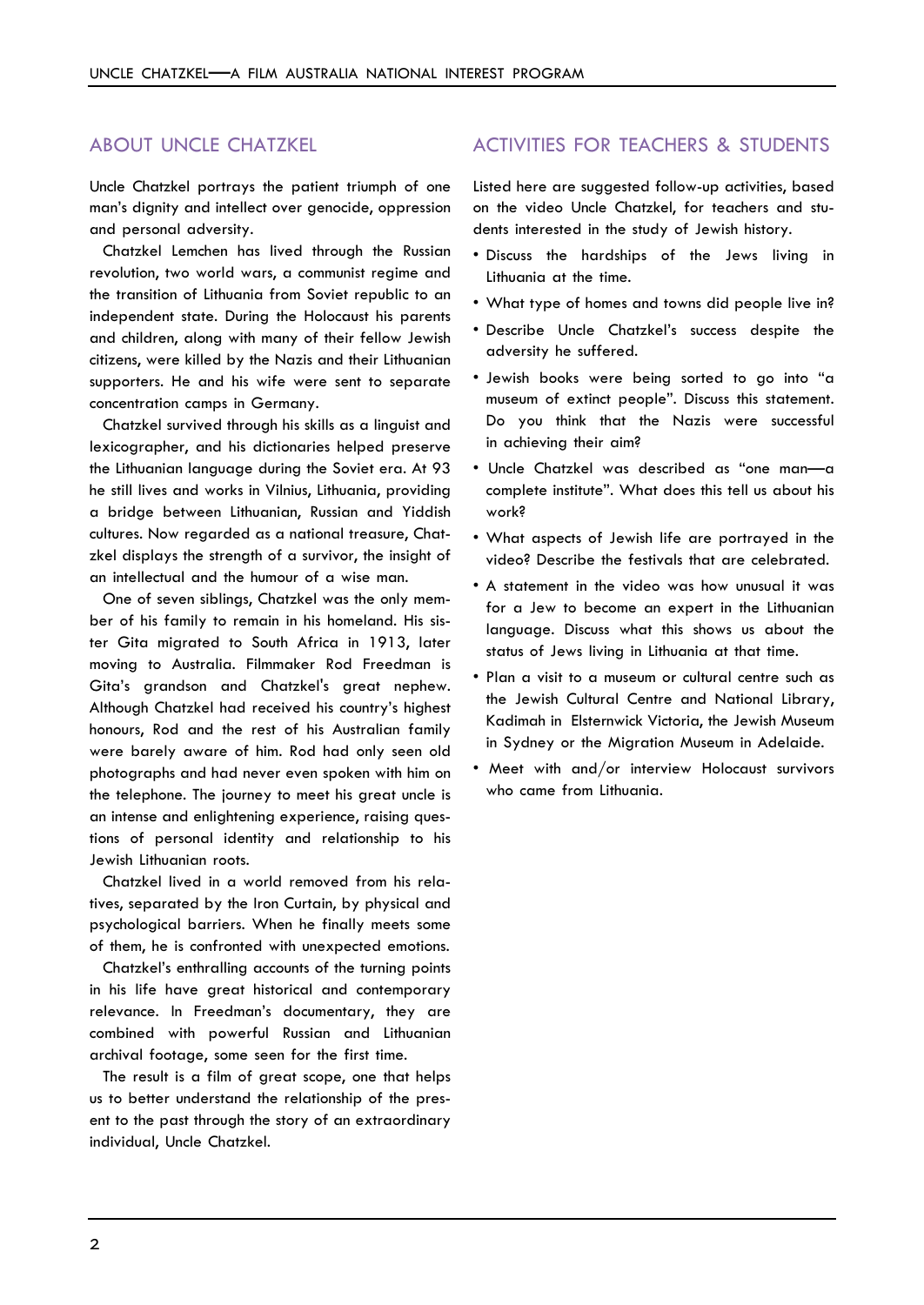## ABOUT UNCLE CHATZKEL

Uncle Chatzkel portrays the patient triumph of one man's dignity and intellect over genocide, oppression and personal adversity.

Chatzkel Lemchen has lived through the Russian revolution, two world wars, a communist regime and the transition of Lithuania from Soviet republic to an independent state. During the Holocaust his parents and children, along with many of their fellow Jewish citizens, were killed by the Nazis and their Lithuanian supporters. He and his wife were sent to separate concentration camps in Germany.

Chatzkel survived through his skills as a linguist and lexicographer, and his dictionaries helped preserve the Lithuanian language during the Soviet era. At 93 he still lives and works in Vilnius, Lithuania, providing a bridge between Lithuanian, Russian and Yiddish cultures. Now regarded as a national treasure, Chatzkel displays the strength of a survivor, the insight of an intellectual and the humour of a wise man.

One of seven siblings, Chatzkel was the only member of his family to remain in his homeland. His sister Gita migrated to South Africa in 1913, later moving to Australia. Filmmaker Rod Freedman is Gita's grandson and Chatzkel's great nephew. Although Chatzkel had received his country's highest honours, Rod and the rest of his Australian family were barely aware of him. Rod had only seen old photographs and had never even spoken with him on the telephone. The journey to meet his great uncle is an intense and enlightening experience, raising questions of personal identity and relationship to his Jewish Lithuanian roots.

Chatzkel lived in a world removed from his relatives, separated by the Iron Curtain, by physical and psychological barriers. When he finally meets some of them, he is confronted with unexpected emotions.

Chatzkel's enthralling accounts of the turning points in his life have great historical and contemporary relevance. In Freedman's documentary, they are combined with powerful Russian and Lithuanian archival footage, some seen for the first time.

The result is a film of great scope, one that helps us to better understand the relationship of the present to the past through the story of an extraordinary individual, Uncle Chatzkel.

## ACTIVITIES FOR TEACHERS & STUDENTS

Listed here are suggested follow-up activities, based on the video Uncle Chatzkel, for teachers and students interested in the study of Jewish history.

- Discuss the hardships of the Jews living in Lithuania at the time.
- What type of homes and towns did people live in?
- Describe Uncle Chatzkel's success despite the adversity he suffered.
- Jewish books were being sorted to go into "a museum of extinct people". Discuss this statement. Do you think that the Nazis were successful in achieving their aim?
- Uncle Chatzkel was described as "one man—a complete institute". What does this tell us about his work?
- What aspects of Jewish life are portrayed in the video? Describe the festivals that are celebrated.
- A statement in the video was how unusual it was for a Jew to become an expert in the Lithuanian language. Discuss what this shows us about the status of Jews living in Lithuania at that time.
- Plan a visit to a museum or cultural centre such as the Jewish Cultural Centre and National Library, Kadimah in Elsternwick Victoria, the Jewish Museum in Sydney or the Migration Museum in Adelaide.
- Meet with and/or interview Holocaust survivors who came from Lithuania.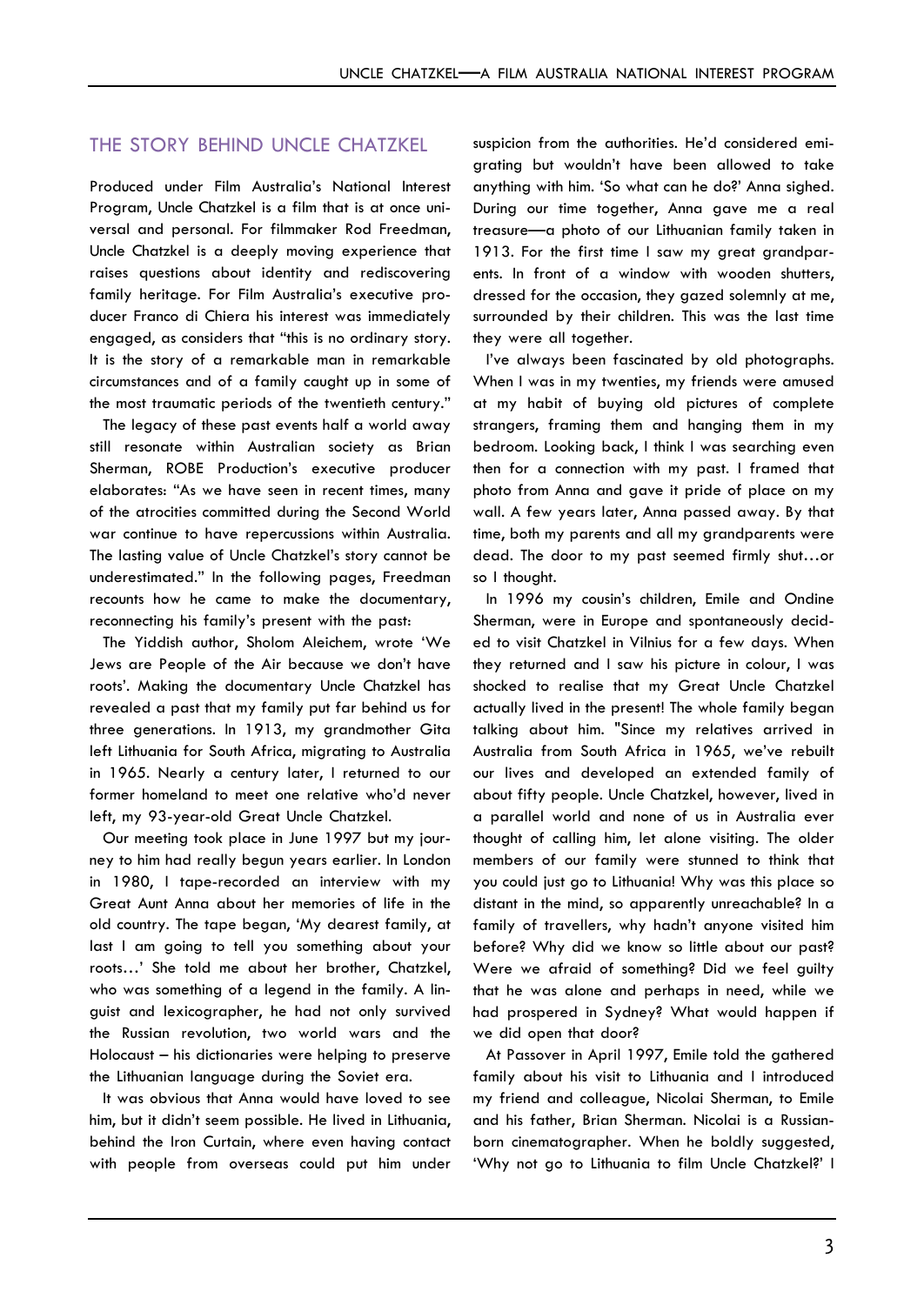## THE STORY BEHIND UNCLE CHATZKEL

Produced under Film Australia's National Interest Program, Uncle Chatzkel is a film that is at once universal and personal. For filmmaker Rod Freedman, Uncle Chatzkel is a deeply moving experience that raises questions about identity and rediscovering family heritage. For Film Australia's executive producer Franco di Chiera his interest was immediately engaged, as considers that "this is no ordinary story. It is the story of a remarkable man in remarkable circumstances and of a family caught up in some of the most traumatic periods of the twentieth century."

The legacy of these past events half a world away still resonate within Australian society as Brian Sherman, ROBE Production's executive producer elaborates: "As we have seen in recent times, many of the atrocities committed during the Second World war continue to have repercussions within Australia. The lasting value of Uncle Chatzkel's story cannot be underestimated." In the following pages, Freedman recounts how he came to make the documentary, reconnecting his family's present with the past:

The Yiddish author, Sholom Aleichem, wrote 'We Jews are People of the Air because we don't have roots'. Making the documentary Uncle Chatzkel has revealed a past that my family put far behind us for three generations. In 1913, my grandmother Gita left Lithuania for South Africa, migrating to Australia in 1965. Nearly a century later, I returned to our former homeland to meet one relative who'd never left, my 93-year-old Great Uncle Chatzkel.

Our meeting took place in June 1997 but my journey to him had really begun years earlier. In London in 1980, I tape-recorded an interview with my Great Aunt Anna about her memories of life in the old country. The tape began, 'My dearest family, at last I am going to tell you something about your roots…' She told me about her brother, Chatzkel, who was something of a legend in the family. A linguist and lexicographer, he had not only survived the Russian revolution, two world wars and the Holocaust – his dictionaries were helping to preserve the Lithuanian language during the Soviet era.

It was obvious that Anna would have loved to see him, but it didn't seem possible. He lived in Lithuania, behind the Iron Curtain, where even having contact with people from overseas could put him under suspicion from the authorities. He'd considered emigrating but wouldn't have been allowed to take anything with him. 'So what can he do?' Anna sighed. During our time together, Anna gave me a real treasure—a photo of our Lithuanian family taken in 1913. For the first time I saw my great grandparents. In front of a window with wooden shutters, dressed for the occasion, they gazed solemnly at me, surrounded by their children. This was the last time they were all together.

I've always been fascinated by old photographs. When I was in my twenties, my friends were amused at my habit of buying old pictures of complete strangers, framing them and hanging them in my bedroom. Looking back, I think I was searching even then for a connection with my past. I framed that photo from Anna and gave it pride of place on my wall. A few years later, Anna passed away. By that time, both my parents and all my grandparents were dead. The door to my past seemed firmly shut…or so I thought.

In 1996 my cousin's children, Emile and Ondine Sherman, were in Europe and spontaneously decided to visit Chatzkel in Vilnius for a few days. When they returned and I saw his picture in colour, I was shocked to realise that my Great Uncle Chatzkel actually lived in the present! The whole family began talking about him. "Since my relatives arrived in Australia from South Africa in 1965, we've rebuilt our lives and developed an extended family of about fifty people. Uncle Chatzkel, however, lived in a parallel world and none of us in Australia ever thought of calling him, let alone visiting. The older members of our family were stunned to think that you could just go to Lithuania! Why was this place so distant in the mind, so apparently unreachable? In a family of travellers, why hadn't anyone visited him before? Why did we know so little about our past? Were we afraid of something? Did we feel guilty that he was alone and perhaps in need, while we had prospered in Sydney? What would happen if we did open that door?

At Passover in April 1997, Emile told the gathered family about his visit to Lithuania and I introduced my friend and colleague, Nicolai Sherman, to Emile and his father, Brian Sherman. Nicolai is a Russian-born cinematographer. When he boldly suggested, 'Why not go to Lithuania to film Uncle Chatzkel?' I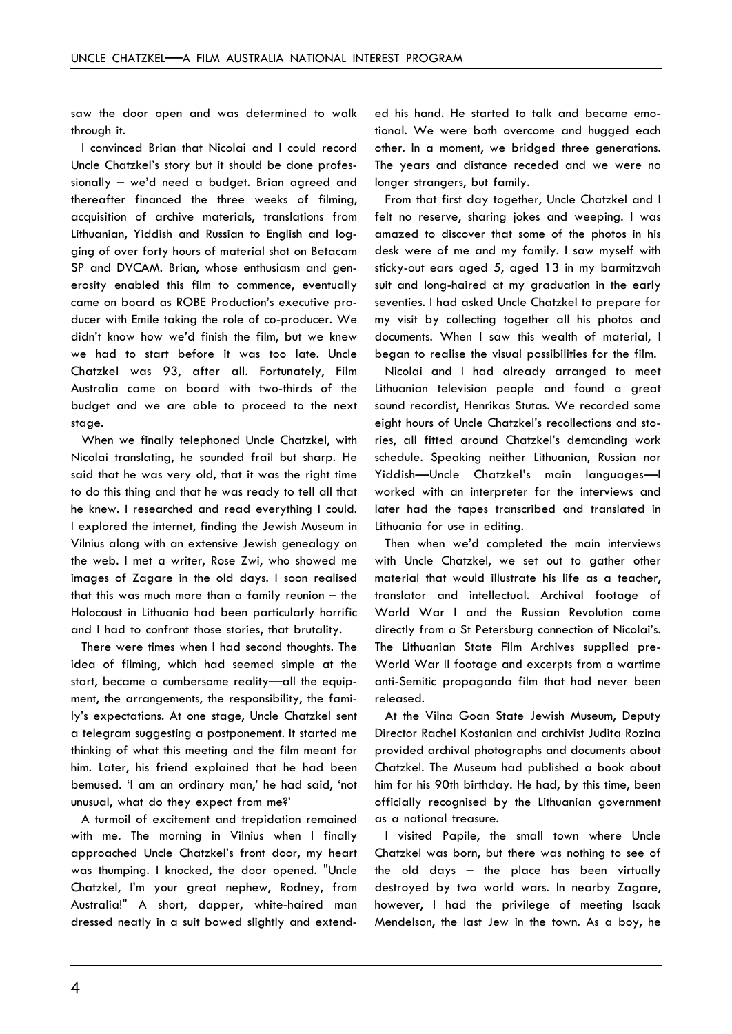saw the door open and was determined to walk through it.

I convinced Brian that Nicolai and I could record Uncle Chatzkel's story but it should be done professionally – we'd need a budget. Brian agreed and thereafter financed the three weeks of filming, acquisition of archive materials, translations from Lithuanian, Yiddish and Russian to English and logging of over forty hours of material shot on Betacam SP and DVCAM. Brian, whose enthusiasm and generosity enabled this film to commence, eventually came on board as ROBE Production's executive producer with Emile taking the role of co-producer. We didn't know how we'd finish the film, but we knew we had to start before it was too late. Uncle Chatzkel was 93, after all. Fortunately, Film Australia came on board with two-thirds of the budget and we are able to proceed to the next stage.

When we finally telephoned Uncle Chatzkel, with Nicolai translating, he sounded frail but sharp. He said that he was very old, that it was the right time to do this thing and that he was ready to tell all that he knew. I researched and read everything I could. I explored the internet, finding the Jewish Museum in Vilnius along with an extensive Jewish genealogy on the web. I met a writer, Rose Zwi, who showed me images of Zagare in the old days. I soon realised that this was much more than a family reunion – the Holocaust in Lithuania had been particularly horrific and I had to confront those stories, that brutality.

There were times when I had second thoughts. The idea of filming, which had seemed simple at the start, became a cumbersome reality—all the equipment, the arrangements, the responsibility, the family's expectations. At one stage, Uncle Chatzkel sent a telegram suggesting a postponement. It started me thinking of what this meeting and the film meant for him. Later, his friend explained that he had been bemused. 'I am an ordinary man,' he had said, 'not unusual, what do they expect from me?'

A turmoil of excitement and trepidation remained with me. The morning in Vilnius when I finally approached Uncle Chatzkel's front door, my heart was thumping. I knocked, the door opened. "Uncle Chatzkel, I'm your great nephew, Rodney, from Australia!" A short, dapper, white-haired man dressed neatly in a suit bowed slightly and extended his hand. He started to talk and became emotional. We were both overcome and hugged each other. In a moment, we bridged three generations. The years and distance receded and we were no longer strangers, but family.

From that first day together, Uncle Chatzkel and I felt no reserve, sharing jokes and weeping. I was amazed to discover that some of the photos in his desk were of me and my family. I saw myself with sticky-out ears aged 5, aged 13 in my barmitzvah suit and long-haired at my graduation in the early seventies. I had asked Uncle Chatzkel to prepare for my visit by collecting together all his photos and documents. When I saw this wealth of material, I began to realise the visual possibilities for the film.

Nicolai and I had already arranged to meet Lithuanian television people and found a great sound recordist, Henrikas Stutas. We recorded some eight hours of Uncle Chatzkel's recollections and stories, all fitted around Chatzkel's demanding work schedule. Speaking neither Lithuanian, Russian nor Yiddish—Uncle Chatzkel's main languages—I worked with an interpreter for the interviews and later had the tapes transcribed and translated in Lithuania for use in editing.

Then when we'd completed the main interviews with Uncle Chatzkel, we set out to gather other material that would illustrate his life as a teacher, translator and intellectual. Archival footage of World War I and the Russian Revolution came directly from a St Petersburg connection of Nicolai's. The Lithuanian State Film Archives supplied pre-World War II footage and excerpts from a wartime anti-Semitic propaganda film that had never been released.

At the Vilna Goan State Jewish Museum, Deputy Director Rachel Kostanian and archivist Judita Rozina provided archival photographs and documents about Chatzkel. The Museum had published a book about him for his 90th birthday. He had, by this time, been officially recognised by the Lithuanian government as a national treasure.

I visited Papile, the small town where Uncle Chatzkel was born, but there was nothing to see of the old days – the place has been virtually destroyed by two world wars. In nearby Zagare, however, I had the privilege of meeting Isaak Mendelson, the last Jew in the town. As a boy, he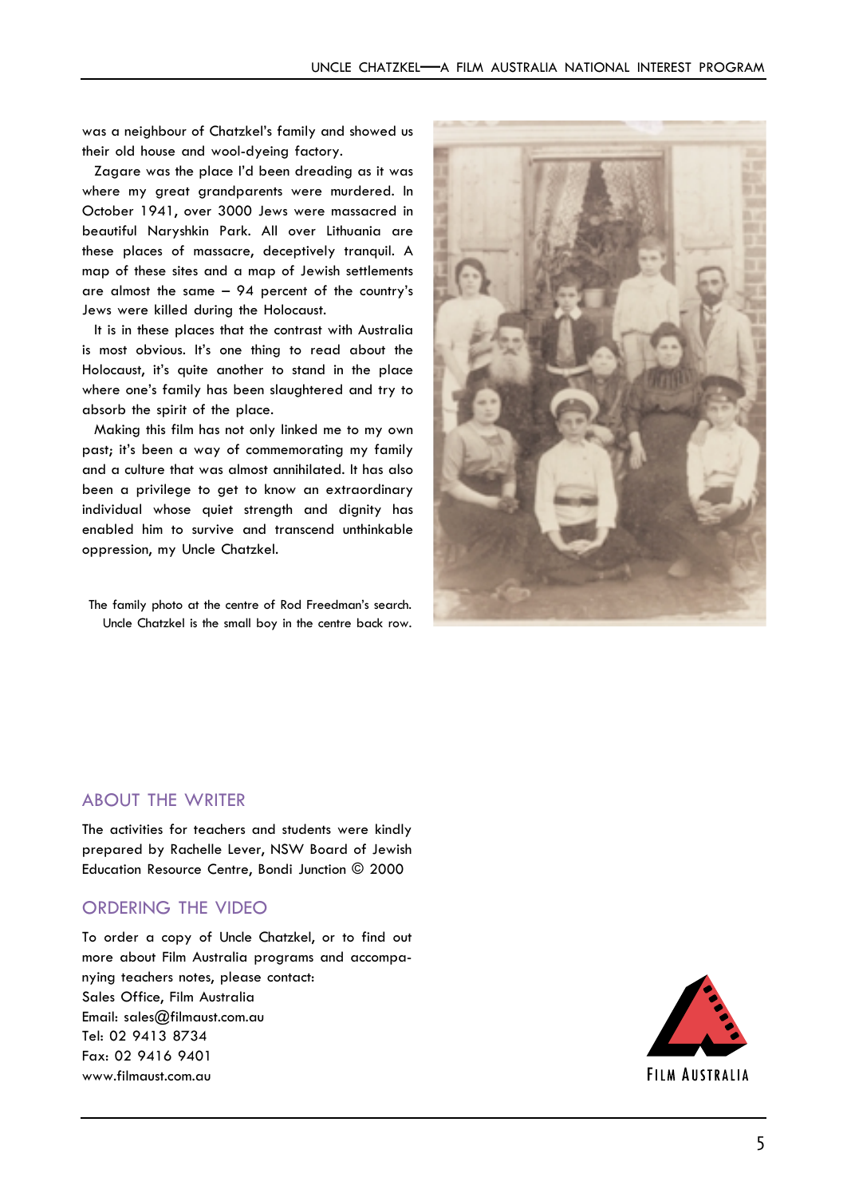was a neighbour of Chatzkel's family and showed us their old house and wool-dyeing factory.

Zagare was the place I'd been dreading as it was where my great grandparents were murdered. In October 1941, over 3000 Jews were massacred in beautiful Naryshkin Park. All over Lithuania are these places of massacre, deceptively tranquil. A map of these sites and a map of Jewish settlements are almost the same – 94 percent of the country's Jews were killed during the Holocaust.

It is in these places that the contrast with Australia is most obvious. It's one thing to read about the Holocaust, it's quite another to stand in the place where one's family has been slaughtered and try to absorb the spirit of the place.

Making this film has not only linked me to my own past; it's been a way of commemorating my family and a culture that was almost annihilated. It has also been a privilege to get to know an extraordinary individual whose quiet strength and dignity has enabled him to survive and transcend unthinkable oppression, my Uncle Chatzkel.

The family photo at the centre of Rod Freedman's search. Uncle Chatzkel is the small boy in the centre back row.

## ABOUT THE WRITER

The activities for teachers and students were kindly prepared by Rachelle Lever, NSW Board of Jewish Education Resource Centre, Bondi Junction © 2000

## ORDERING THE VIDEO

To order a copy of Uncle Chatzkel, or to find out more about Film Australia programs and accompanying teachers notes, please contact:
Sales Office, Film Australia
Email: sales@filmaust.com.au
Tel: 02 9413 8734
Fax: 02 9416 9401
www.filmaust.com.au

FILM AUSTRALIA